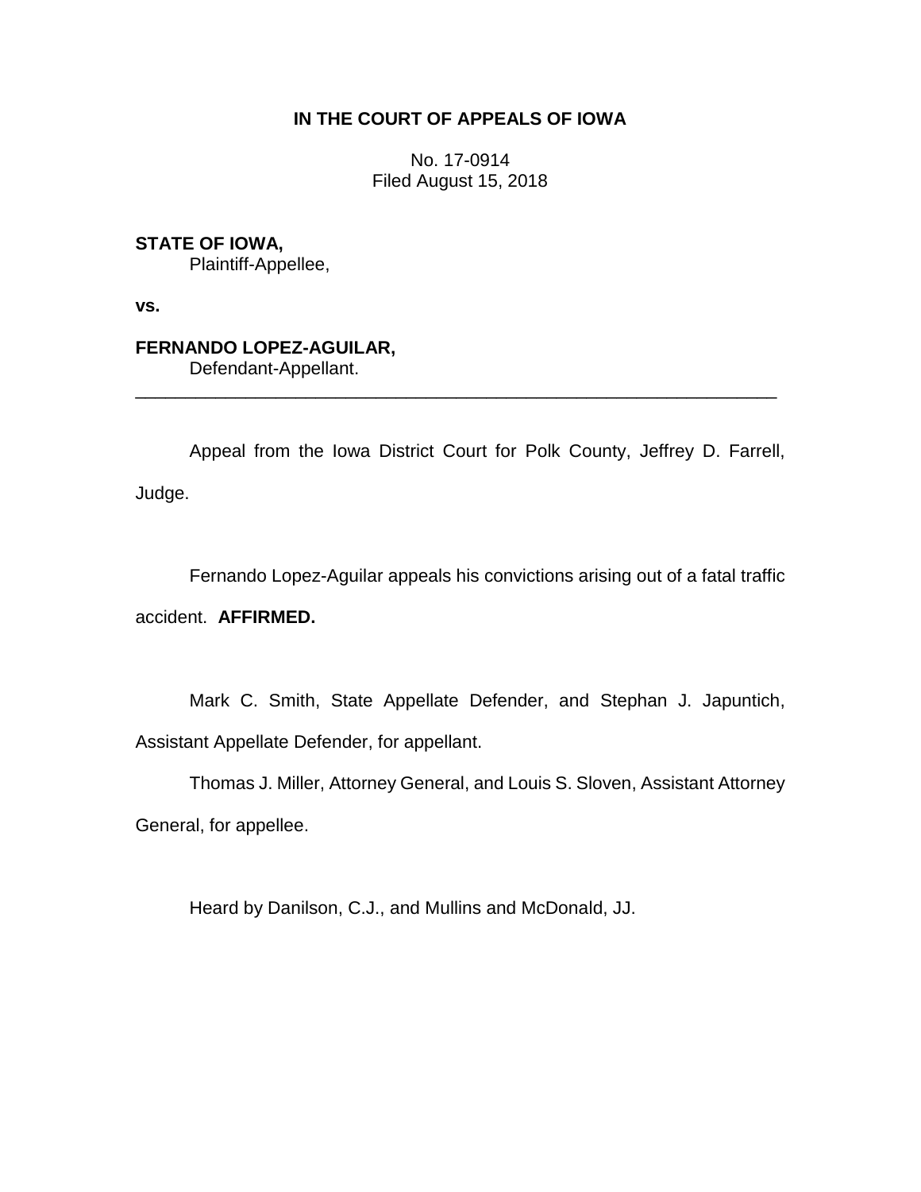**IN THE COURT OF APPEALS OF IOWA**

No. 17-0914
Filed August 15, 2018

**STATE OF IOWA,**
Plaintiff-Appellee,

**vs.**

**FERNANDO LOPEZ-AGUILAR,**
Defendant-Appellant.

---

Appeal from the Iowa District Court for Polk County, Jeffrey D. Farrell, Judge.

Fernando Lopez-Aguilar appeals his convictions arising out of a fatal traffic accident. **AFFIRMED.**

Mark C. Smith, State Appellate Defender, and Stephan J. Japuntich, Assistant Appellate Defender, for appellant.

Thomas J. Miller, Attorney General, and Louis S. Sloven, Assistant Attorney General, for appellee.

Heard by Danilson, C.J., and Mullins and McDonald, JJ.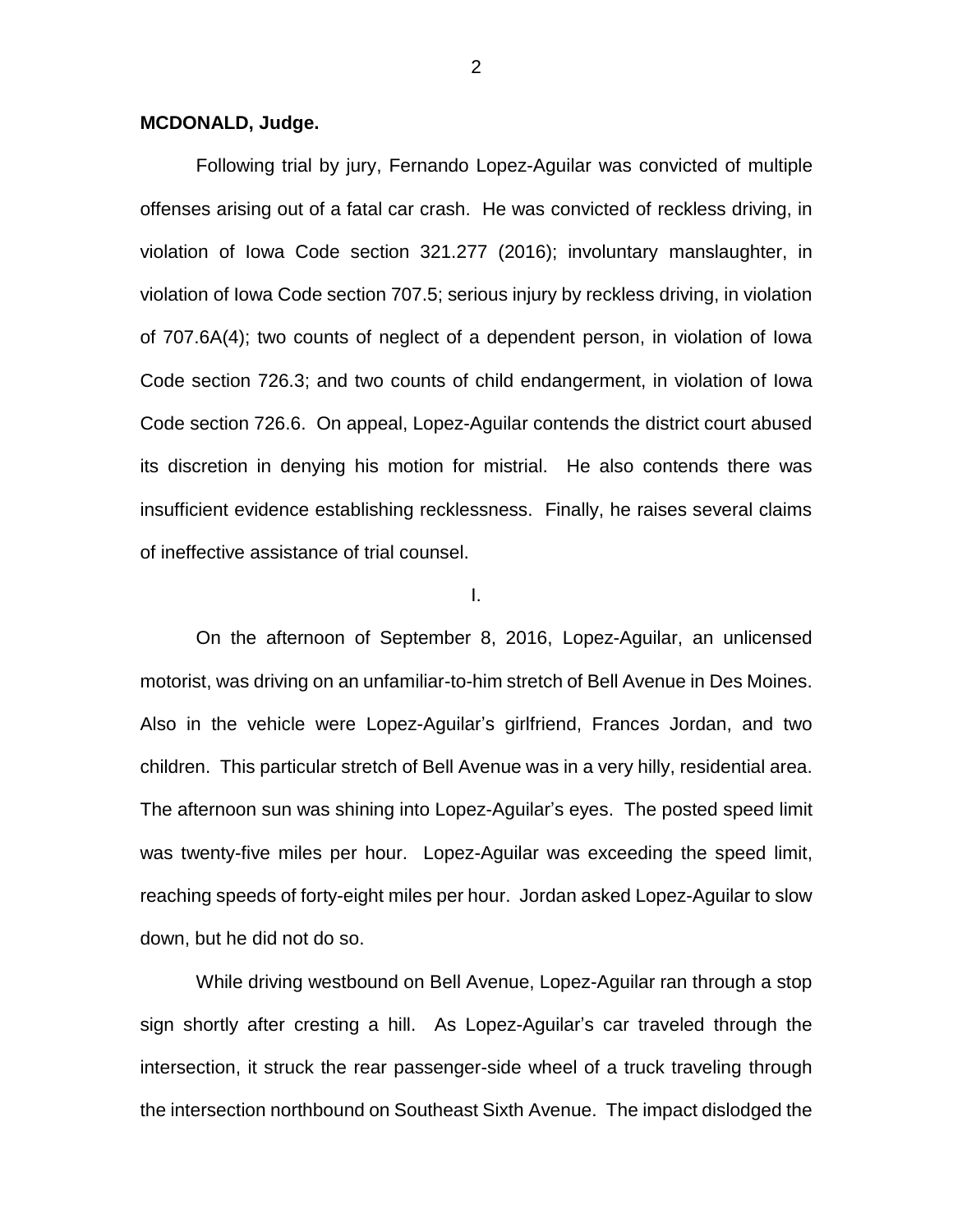**MCDONALD, Judge.**

Following trial by jury, Fernando Lopez-Aguilar was convicted of multiple offenses arising out of a fatal car crash. He was convicted of reckless driving, in violation of Iowa Code section 321.277 (2016); involuntary manslaughter, in violation of Iowa Code section 707.5; serious injury by reckless driving, in violation of 707.6A(4); two counts of neglect of a dependent person, in violation of Iowa Code section 726.3; and two counts of child endangerment, in violation of Iowa Code section 726.6. On appeal, Lopez-Aguilar contends the district court abused its discretion in denying his motion for mistrial. He also contends there was insufficient evidence establishing recklessness. Finally, he raises several claims of ineffective assistance of trial counsel.

I.

On the afternoon of September 8, 2016, Lopez-Aguilar, an unlicensed motorist, was driving on an unfamiliar-to-him stretch of Bell Avenue in Des Moines. Also in the vehicle were Lopez-Aguilar's girlfriend, Frances Jordan, and two children. This particular stretch of Bell Avenue was in a very hilly, residential area. The afternoon sun was shining into Lopez-Aguilar's eyes. The posted speed limit was twenty-five miles per hour. Lopez-Aguilar was exceeding the speed limit, reaching speeds of forty-eight miles per hour. Jordan asked Lopez-Aguilar to slow down, but he did not do so.

While driving westbound on Bell Avenue, Lopez-Aguilar ran through a stop sign shortly after cresting a hill. As Lopez-Aguilar's car traveled through the intersection, it struck the rear passenger-side wheel of a truck traveling through the intersection northbound on Southeast Sixth Avenue. The impact dislodged the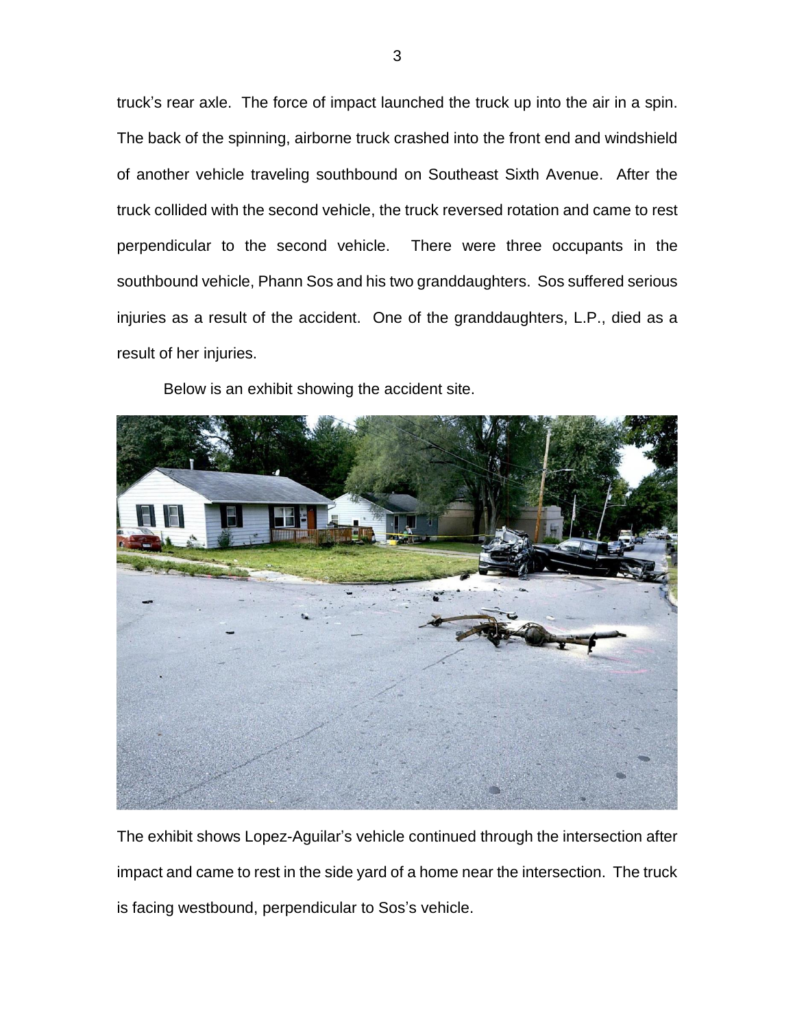truck's rear axle. The force of impact launched the truck up into the air in a spin. The back of the spinning, airborne truck crashed into the front end and windshield of another vehicle traveling southbound on Southeast Sixth Avenue. After the truck collided with the second vehicle, the truck reversed rotation and came to rest perpendicular to the second vehicle. There were three occupants in the southbound vehicle, Phann Sos and his two granddaughters. Sos suffered serious injuries as a result of the accident. One of the granddaughters, L.P., died as a result of her injuries.

Below is an exhibit showing the accident site.

The exhibit shows Lopez-Aguilar's vehicle continued through the intersection after impact and came to rest in the side yard of a home near the intersection. The truck is facing westbound, perpendicular to Sos's vehicle.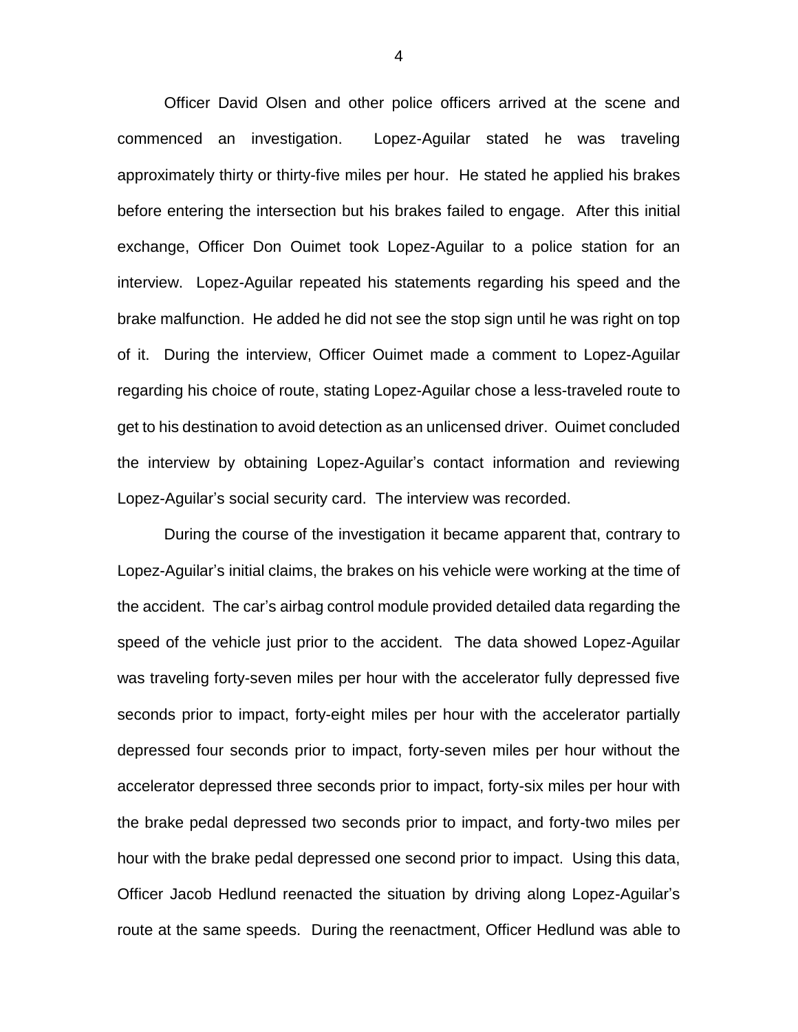Officer David Olsen and other police officers arrived at the scene and commenced an investigation. Lopez-Aguilar stated he was traveling approximately thirty or thirty-five miles per hour. He stated he applied his brakes before entering the intersection but his brakes failed to engage. After this initial exchange, Officer Don Ouimet took Lopez-Aguilar to a police station for an interview. Lopez-Aguilar repeated his statements regarding his speed and the brake malfunction. He added he did not see the stop sign until he was right on top of it. During the interview, Officer Ouimet made a comment to Lopez-Aguilar regarding his choice of route, stating Lopez-Aguilar chose a less-traveled route to get to his destination to avoid detection as an unlicensed driver. Ouimet concluded the interview by obtaining Lopez-Aguilar's contact information and reviewing Lopez-Aguilar's social security card. The interview was recorded.

During the course of the investigation it became apparent that, contrary to Lopez-Aguilar's initial claims, the brakes on his vehicle were working at the time of the accident. The car's airbag control module provided detailed data regarding the speed of the vehicle just prior to the accident. The data showed Lopez-Aguilar was traveling forty-seven miles per hour with the accelerator fully depressed five seconds prior to impact, forty-eight miles per hour with the accelerator partially depressed four seconds prior to impact, forty-seven miles per hour without the accelerator depressed three seconds prior to impact, forty-six miles per hour with the brake pedal depressed two seconds prior to impact, and forty-two miles per hour with the brake pedal depressed one second prior to impact. Using this data, Officer Jacob Hedlund reenacted the situation by driving along Lopez-Aguilar's route at the same speeds. During the reenactment, Officer Hedlund was able to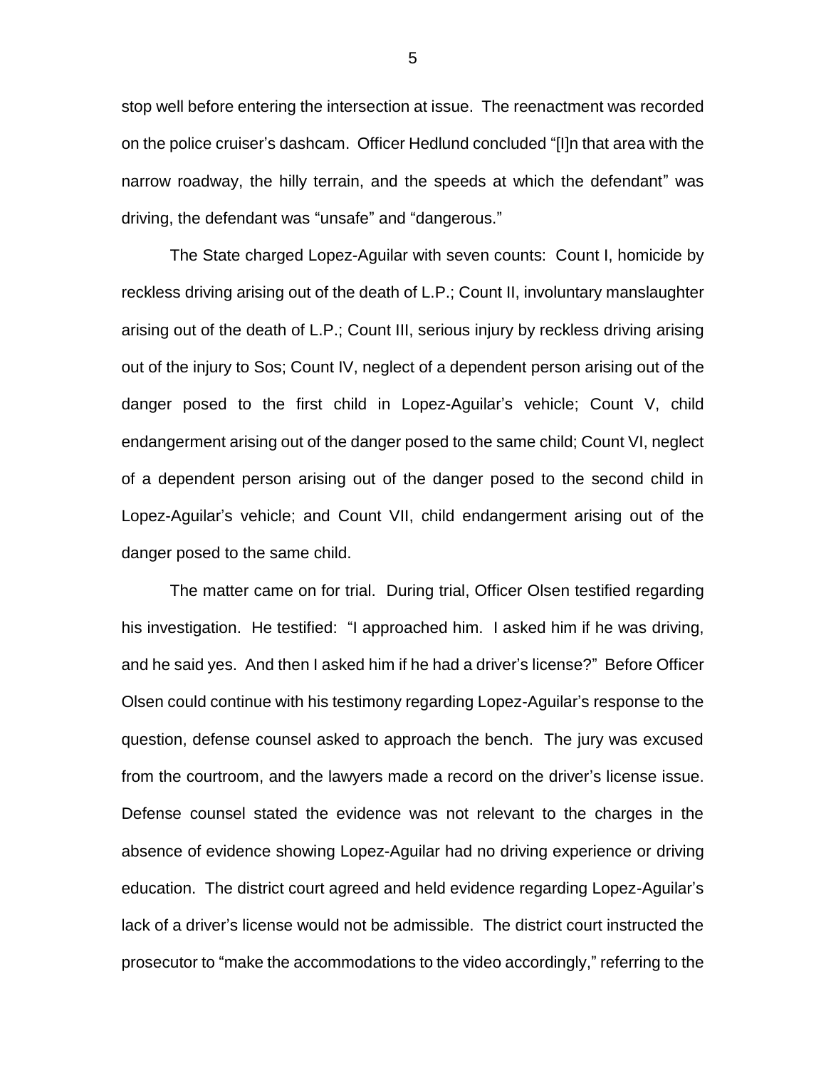stop well before entering the intersection at issue. The reenactment was recorded on the police cruiser's dashcam. Officer Hedlund concluded "[I]n that area with the narrow roadway, the hilly terrain, and the speeds at which the defendant" was driving, the defendant was "unsafe" and "dangerous."

The State charged Lopez-Aguilar with seven counts: Count I, homicide by reckless driving arising out of the death of L.P.; Count II, involuntary manslaughter arising out of the death of L.P.; Count III, serious injury by reckless driving arising out of the injury to Sos; Count IV, neglect of a dependent person arising out of the danger posed to the first child in Lopez-Aguilar's vehicle; Count V, child endangerment arising out of the danger posed to the same child; Count VI, neglect of a dependent person arising out of the danger posed to the second child in Lopez-Aguilar's vehicle; and Count VII, child endangerment arising out of the danger posed to the same child.

The matter came on for trial. During trial, Officer Olsen testified regarding his investigation. He testified: "I approached him. I asked him if he was driving, and he said yes. And then I asked him if he had a driver's license?" Before Officer Olsen could continue with his testimony regarding Lopez-Aguilar's response to the question, defense counsel asked to approach the bench. The jury was excused from the courtroom, and the lawyers made a record on the driver's license issue. Defense counsel stated the evidence was not relevant to the charges in the absence of evidence showing Lopez-Aguilar had no driving experience or driving education. The district court agreed and held evidence regarding Lopez-Aguilar's lack of a driver's license would not be admissible. The district court instructed the prosecutor to "make the accommodations to the video accordingly," referring to the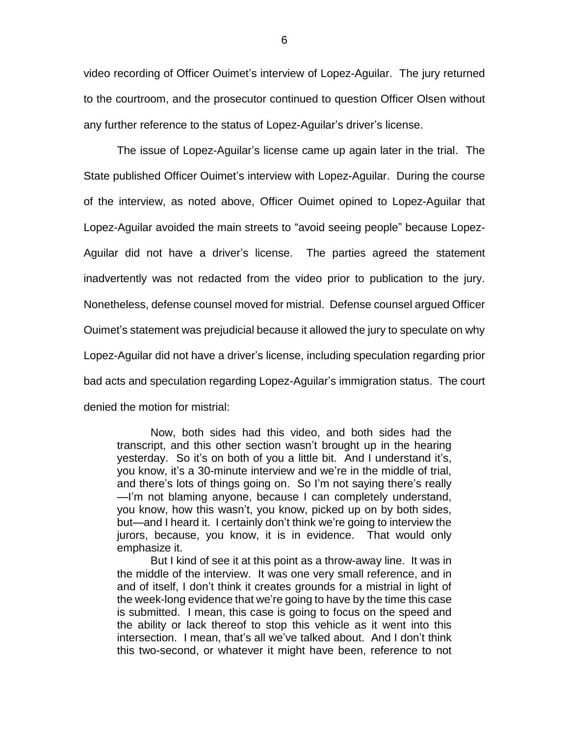video recording of Officer Ouimet's interview of Lopez-Aguilar. The jury returned to the courtroom, and the prosecutor continued to question Officer Olsen without any further reference to the status of Lopez-Aguilar's driver's license.

The issue of Lopez-Aguilar's license came up again later in the trial. The State published Officer Ouimet's interview with Lopez-Aguilar. During the course of the interview, as noted above, Officer Ouimet opined to Lopez-Aguilar that Lopez-Aguilar avoided the main streets to "avoid seeing people" because Lopez-Aguilar did not have a driver's license. The parties agreed the statement inadvertently was not redacted from the video prior to publication to the jury. Nonetheless, defense counsel moved for mistrial. Defense counsel argued Officer Ouimet's statement was prejudicial because it allowed the jury to speculate on why Lopez-Aguilar did not have a driver's license, including speculation regarding prior bad acts and speculation regarding Lopez-Aguilar's immigration status. The court denied the motion for mistrial:

> Now, both sides had this video, and both sides had the transcript, and this other section wasn't brought up in the hearing yesterday. So it's on both of you a little bit. And I understand it's, you know, it's a 30-minute interview and we're in the middle of trial, and there's lots of things going on. So I'm not saying there's really —I'm not blaming anyone, because I can completely understand, you know, how this wasn't, you know, picked up on by both sides, but—and I heard it. I certainly don't think we're going to interview the jurors, because, you know, it is in evidence. That would only emphasize it.
>
> But I kind of see it at this point as a throw-away line. It was in the middle of the interview. It was one very small reference, and in and of itself, I don't think it creates grounds for a mistrial in light of the week-long evidence that we're going to have by the time this case is submitted. I mean, this case is going to focus on the speed and the ability or lack thereof to stop this vehicle as it went into this intersection. I mean, that's all we've talked about. And I don't think this two-second, or whatever it might have been, reference to not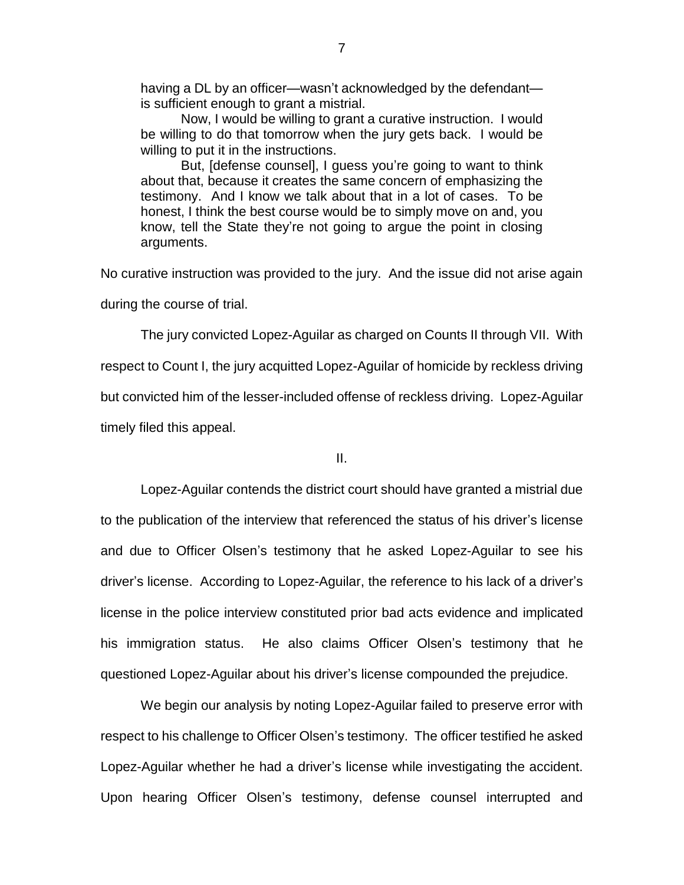> having a DL by an officer—wasn't acknowledged by the defendant—is sufficient enough to grant a mistrial.
>
> Now, I would be willing to grant a curative instruction. I would be willing to do that tomorrow when the jury gets back. I would be willing to put it in the instructions.
>
> But, [defense counsel], I guess you're going to want to think about that, because it creates the same concern of emphasizing the testimony. And I know we talk about that in a lot of cases. To be honest, I think the best course would be to simply move on and, you know, tell the State they're not going to argue the point in closing arguments.

No curative instruction was provided to the jury. And the issue did not arise again during the course of trial.

The jury convicted Lopez-Aguilar as charged on Counts II through VII. With respect to Count I, the jury acquitted Lopez-Aguilar of homicide by reckless driving but convicted him of the lesser-included offense of reckless driving. Lopez-Aguilar timely filed this appeal.

## II.

Lopez-Aguilar contends the district court should have granted a mistrial due to the publication of the interview that referenced the status of his driver's license and due to Officer Olsen's testimony that he asked Lopez-Aguilar to see his driver's license. According to Lopez-Aguilar, the reference to his lack of a driver's license in the police interview constituted prior bad acts evidence and implicated his immigration status. He also claims Officer Olsen's testimony that he questioned Lopez-Aguilar about his driver's license compounded the prejudice.

We begin our analysis by noting Lopez-Aguilar failed to preserve error with respect to his challenge to Officer Olsen's testimony. The officer testified he asked Lopez-Aguilar whether he had a driver's license while investigating the accident. Upon hearing Officer Olsen's testimony, defense counsel interrupted and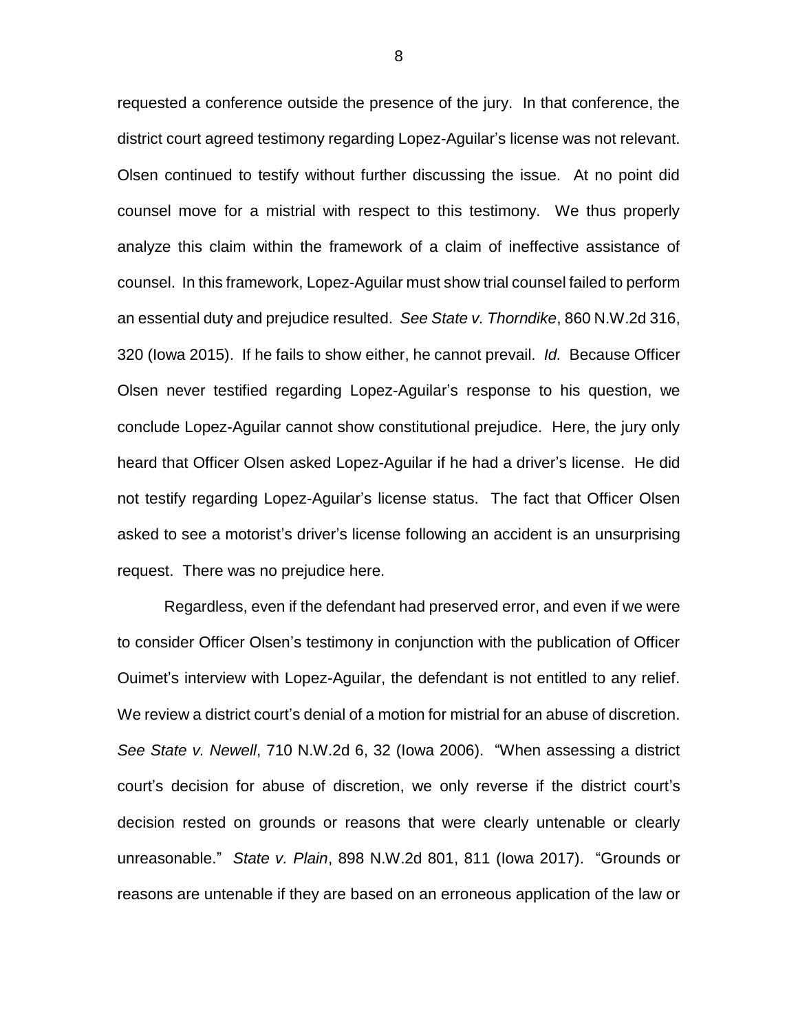requested a conference outside the presence of the jury. In that conference, the district court agreed testimony regarding Lopez-Aguilar's license was not relevant. Olsen continued to testify without further discussing the issue. At no point did counsel move for a mistrial with respect to this testimony. We thus properly analyze this claim within the framework of a claim of ineffective assistance of counsel. In this framework, Lopez-Aguilar must show trial counsel failed to perform an essential duty and prejudice resulted. *See State v. Thorndike*, 860 N.W.2d 316, 320 (Iowa 2015). If he fails to show either, he cannot prevail. *Id.* Because Officer Olsen never testified regarding Lopez-Aguilar's response to his question, we conclude Lopez-Aguilar cannot show constitutional prejudice. Here, the jury only heard that Officer Olsen asked Lopez-Aguilar if he had a driver's license. He did not testify regarding Lopez-Aguilar's license status. The fact that Officer Olsen asked to see a motorist's driver's license following an accident is an unsurprising request. There was no prejudice here.

Regardless, even if the defendant had preserved error, and even if we were to consider Officer Olsen's testimony in conjunction with the publication of Officer Ouimet's interview with Lopez-Aguilar, the defendant is not entitled to any relief. We review a district court's denial of a motion for mistrial for an abuse of discretion. *See State v. Newell*, 710 N.W.2d 6, 32 (Iowa 2006). "When assessing a district court's decision for abuse of discretion, we only reverse if the district court's decision rested on grounds or reasons that were clearly untenable or clearly unreasonable." *State v. Plain*, 898 N.W.2d 801, 811 (Iowa 2017). "Grounds or reasons are untenable if they are based on an erroneous application of the law or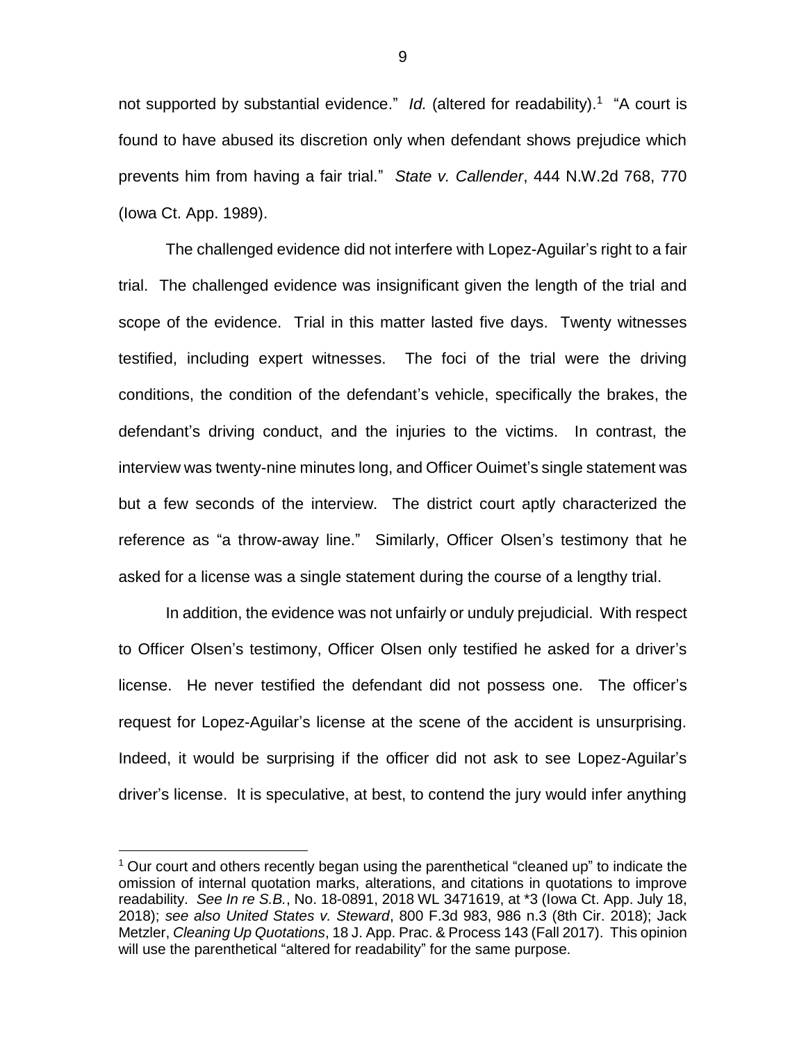not supported by substantial evidence." *Id.* (altered for readability).[1] "A court is found to have abused its discretion only when defendant shows prejudice which prevents him from having a fair trial." *State v. Callender*, 444 N.W.2d 768, 770 (Iowa Ct. App. 1989).

The challenged evidence did not interfere with Lopez-Aguilar's right to a fair trial. The challenged evidence was insignificant given the length of the trial and scope of the evidence. Trial in this matter lasted five days. Twenty witnesses testified, including expert witnesses. The foci of the trial were the driving conditions, the condition of the defendant's vehicle, specifically the brakes, the defendant's driving conduct, and the injuries to the victims. In contrast, the interview was twenty-nine minutes long, and Officer Ouimet's single statement was but a few seconds of the interview. The district court aptly characterized the reference as "a throw-away line." Similarly, Officer Olsen's testimony that he asked for a license was a single statement during the course of a lengthy trial.

In addition, the evidence was not unfairly or unduly prejudicial. With respect to Officer Olsen's testimony, Officer Olsen only testified he asked for a driver's license. He never testified the defendant did not possess one. The officer's request for Lopez-Aguilar's license at the scene of the accident is unsurprising. Indeed, it would be surprising if the officer did not ask to see Lopez-Aguilar's driver's license. It is speculative, at best, to contend the jury would infer anything

---

[1] Our court and others recently began using the parenthetical "cleaned up" to indicate the omission of internal quotation marks, alterations, and citations in quotations to improve readability. *See In re S.B.*, No. 18-0891, 2018 WL 3471619, at *3 (Iowa Ct. App. July 18, 2018); *see also United States v. Steward*, 800 F.3d 983, 986 n.3 (8th Cir. 2018); Jack Metzler, *Cleaning Up Quotations*, 18 J. App. Prac. & Process 143 (Fall 2017). This opinion will use the parenthetical "altered for readability" for the same purpose.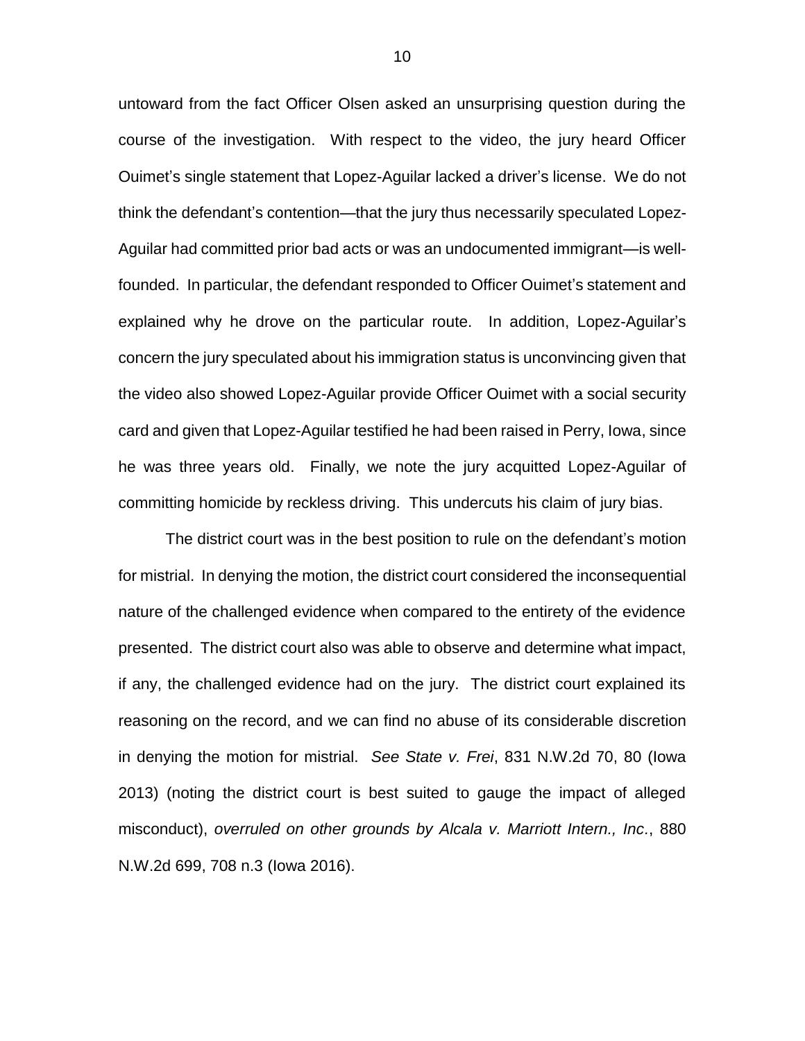untoward from the fact Officer Olsen asked an unsurprising question during the course of the investigation. With respect to the video, the jury heard Officer Ouimet's single statement that Lopez-Aguilar lacked a driver's license. We do not think the defendant's contention—that the jury thus necessarily speculated Lopez-Aguilar had committed prior bad acts or was an undocumented immigrant—is well-founded. In particular, the defendant responded to Officer Ouimet's statement and explained why he drove on the particular route. In addition, Lopez-Aguilar's concern the jury speculated about his immigration status is unconvincing given that the video also showed Lopez-Aguilar provide Officer Ouimet with a social security card and given that Lopez-Aguilar testified he had been raised in Perry, Iowa, since he was three years old. Finally, we note the jury acquitted Lopez-Aguilar of committing homicide by reckless driving. This undercuts his claim of jury bias.

The district court was in the best position to rule on the defendant's motion for mistrial. In denying the motion, the district court considered the inconsequential nature of the challenged evidence when compared to the entirety of the evidence presented. The district court also was able to observe and determine what impact, if any, the challenged evidence had on the jury. The district court explained its reasoning on the record, and we can find no abuse of its considerable discretion in denying the motion for mistrial. *See State v. Frei*, 831 N.W.2d 70, 80 (Iowa 2013) (noting the district court is best suited to gauge the impact of alleged misconduct), *overruled on other grounds by Alcala v. Marriott Intern., Inc.*, 880 N.W.2d 699, 708 n.3 (Iowa 2016).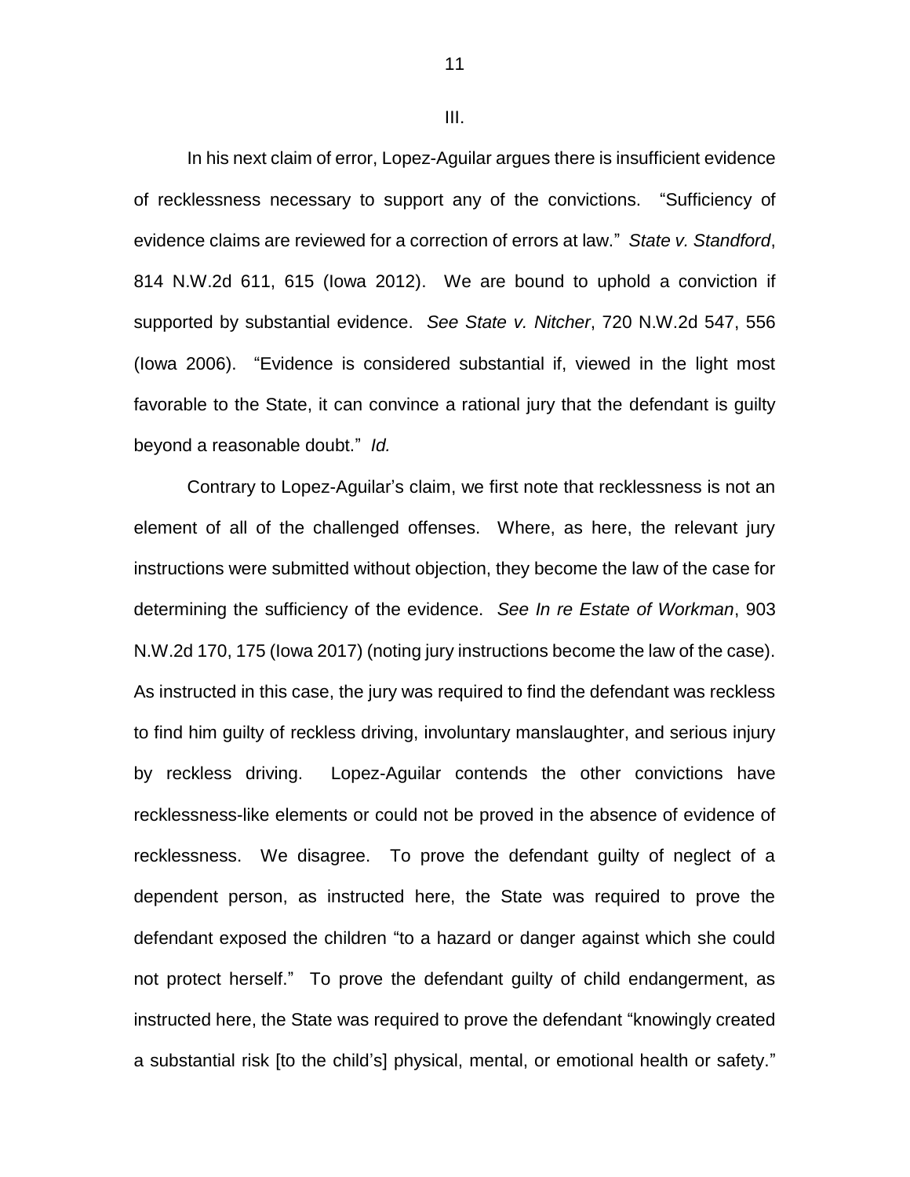III.

In his next claim of error, Lopez-Aguilar argues there is insufficient evidence of recklessness necessary to support any of the convictions. "Sufficiency of evidence claims are reviewed for a correction of errors at law." *State v. Standford*, 814 N.W.2d 611, 615 (Iowa 2012). We are bound to uphold a conviction if supported by substantial evidence. *See State v. Nitcher*, 720 N.W.2d 547, 556 (Iowa 2006). "Evidence is considered substantial if, viewed in the light most favorable to the State, it can convince a rational jury that the defendant is guilty beyond a reasonable doubt." *Id.*

Contrary to Lopez-Aguilar's claim, we first note that recklessness is not an element of all of the challenged offenses. Where, as here, the relevant jury instructions were submitted without objection, they become the law of the case for determining the sufficiency of the evidence. *See In re Estate of Workman*, 903 N.W.2d 170, 175 (Iowa 2017) (noting jury instructions become the law of the case). As instructed in this case, the jury was required to find the defendant was reckless to find him guilty of reckless driving, involuntary manslaughter, and serious injury by reckless driving. Lopez-Aguilar contends the other convictions have recklessness-like elements or could not be proved in the absence of evidence of recklessness. We disagree. To prove the defendant guilty of neglect of a dependent person, as instructed here, the State was required to prove the defendant exposed the children "to a hazard or danger against which she could not protect herself." To prove the defendant guilty of child endangerment, as instructed here, the State was required to prove the defendant "knowingly created a substantial risk [to the child's] physical, mental, or emotional health or safety."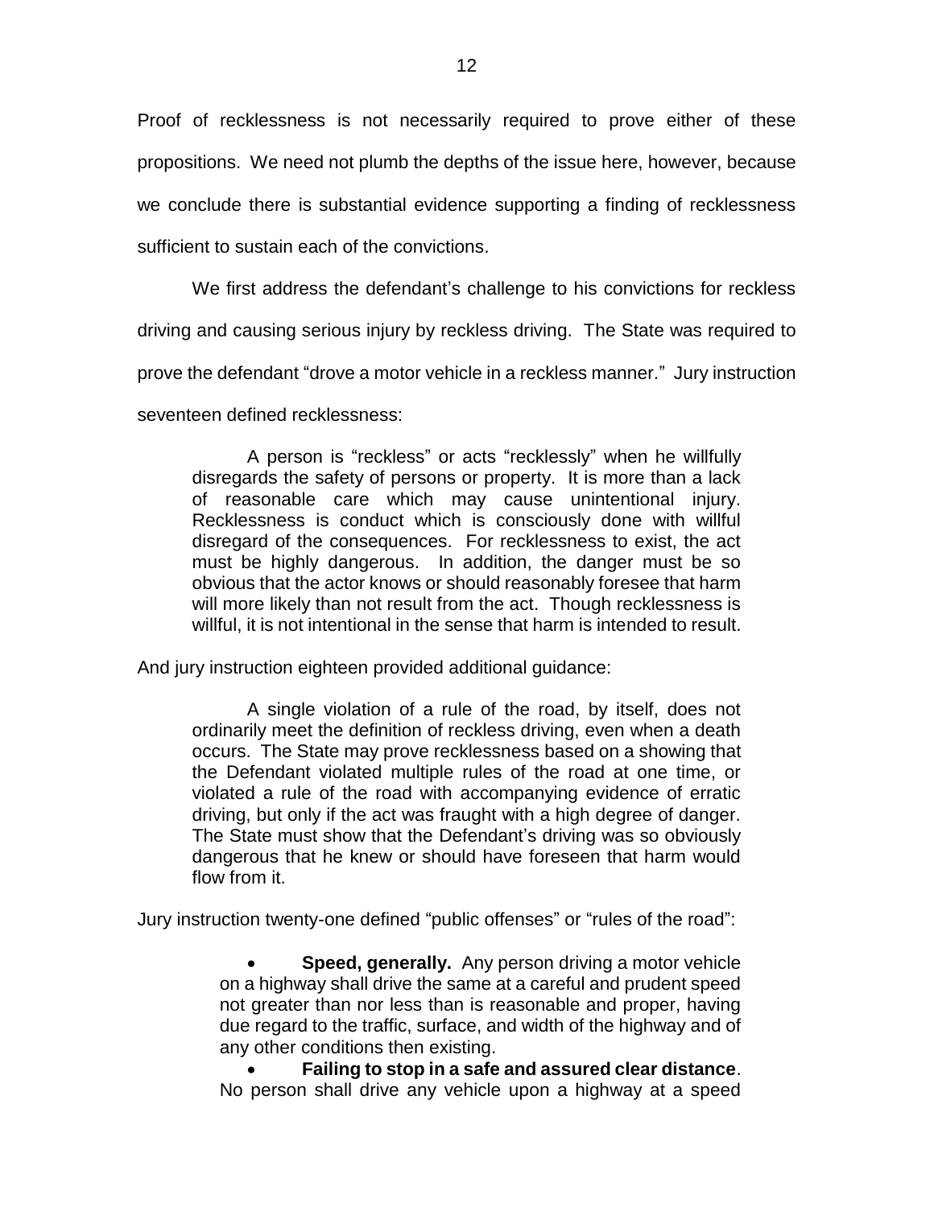Proof of recklessness is not necessarily required to prove either of these propositions. We need not plumb the depths of the issue here, however, because we conclude there is substantial evidence supporting a finding of recklessness sufficient to sustain each of the convictions.

We first address the defendant's challenge to his convictions for reckless driving and causing serious injury by reckless driving. The State was required to prove the defendant "drove a motor vehicle in a reckless manner." Jury instruction seventeen defined recklessness:

> A person is "reckless" or acts "recklessly" when he willfully disregards the safety of persons or property. It is more than a lack of reasonable care which may cause unintentional injury. Recklessness is conduct which is consciously done with willful disregard of the consequences. For recklessness to exist, the act must be highly dangerous. In addition, the danger must be so obvious that the actor knows or should reasonably foresee that harm will more likely than not result from the act. Though recklessness is willful, it is not intentional in the sense that harm is intended to result.

And jury instruction eighteen provided additional guidance:

> A single violation of a rule of the road, by itself, does not ordinarily meet the definition of reckless driving, even when a death occurs. The State may prove recklessness based on a showing that the Defendant violated multiple rules of the road at one time, or violated a rule of the road with accompanying evidence of erratic driving, but only if the act was fraught with a high degree of danger. The State must show that the Defendant's driving was so obviously dangerous that he knew or should have foreseen that harm would flow from it.

Jury instruction twenty-one defined "public offenses" or "rules of the road":

> - **Speed, generally.** Any person driving a motor vehicle on a highway shall drive the same at a careful and prudent speed not greater than nor less than is reasonable and proper, having due regard to the traffic, surface, and width of the highway and of any other conditions then existing.
> - **Failing to stop in a safe and assured clear distance**. No person shall drive any vehicle upon a highway at a speed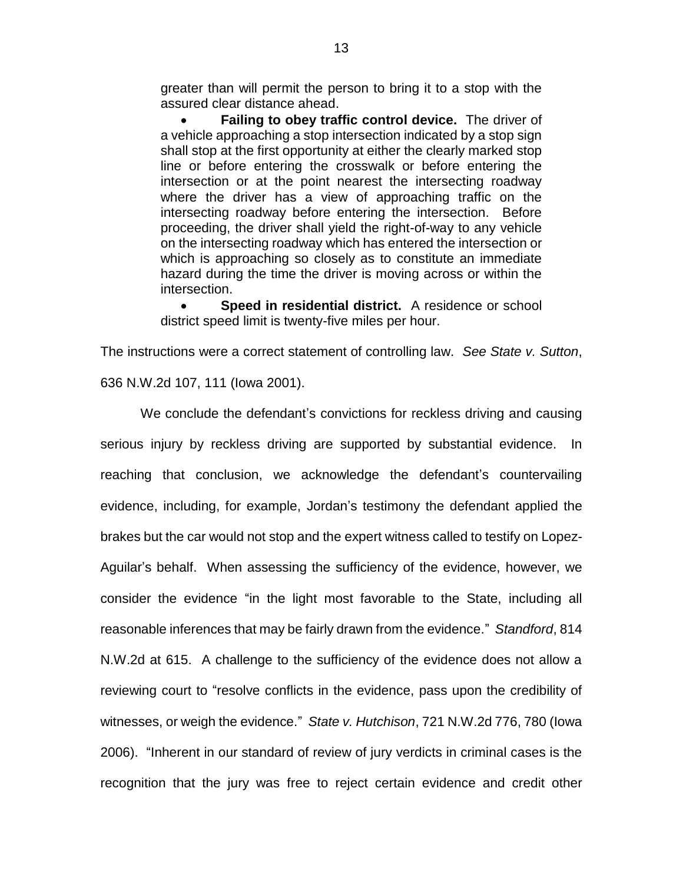greater than will permit the person to bring it to a stop with the assured clear distance ahead.

- **Failing to obey traffic control device.** The driver of a vehicle approaching a stop intersection indicated by a stop sign shall stop at the first opportunity at either the clearly marked stop line or before entering the crosswalk or before entering the intersection or at the point nearest the intersecting roadway where the driver has a view of approaching traffic on the intersecting roadway before entering the intersection. Before proceeding, the driver shall yield the right-of-way to any vehicle on the intersecting roadway which has entered the intersection or which is approaching so closely as to constitute an immediate hazard during the time the driver is moving across or within the intersection.
- **Speed in residential district.** A residence or school district speed limit is twenty-five miles per hour.

The instructions were a correct statement of controlling law. *See State v. Sutton*, 636 N.W.2d 107, 111 (Iowa 2001).

We conclude the defendant's convictions for reckless driving and causing serious injury by reckless driving are supported by substantial evidence. In reaching that conclusion, we acknowledge the defendant's countervailing evidence, including, for example, Jordan's testimony the defendant applied the brakes but the car would not stop and the expert witness called to testify on Lopez-Aguilar's behalf. When assessing the sufficiency of the evidence, however, we consider the evidence "in the light most favorable to the State, including all reasonable inferences that may be fairly drawn from the evidence." *Standford*, 814 N.W.2d at 615. A challenge to the sufficiency of the evidence does not allow a reviewing court to "resolve conflicts in the evidence, pass upon the credibility of witnesses, or weigh the evidence." *State v. Hutchison*, 721 N.W.2d 776, 780 (Iowa 2006). "Inherent in our standard of review of jury verdicts in criminal cases is the recognition that the jury was free to reject certain evidence and credit other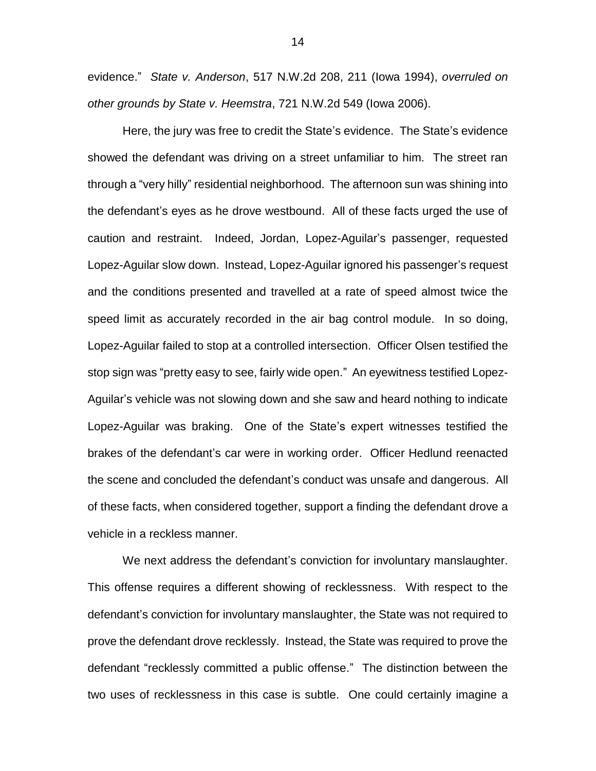evidence." *State v. Anderson*, 517 N.W.2d 208, 211 (Iowa 1994), *overruled on other grounds by State v. Heemstra*, 721 N.W.2d 549 (Iowa 2006).

Here, the jury was free to credit the State's evidence. The State's evidence showed the defendant was driving on a street unfamiliar to him. The street ran through a "very hilly" residential neighborhood. The afternoon sun was shining into the defendant's eyes as he drove westbound. All of these facts urged the use of caution and restraint. Indeed, Jordan, Lopez-Aguilar's passenger, requested Lopez-Aguilar slow down. Instead, Lopez-Aguilar ignored his passenger's request and the conditions presented and travelled at a rate of speed almost twice the speed limit as accurately recorded in the air bag control module. In so doing, Lopez-Aguilar failed to stop at a controlled intersection. Officer Olsen testified the stop sign was "pretty easy to see, fairly wide open." An eyewitness testified Lopez-Aguilar's vehicle was not slowing down and she saw and heard nothing to indicate Lopez-Aguilar was braking. One of the State's expert witnesses testified the brakes of the defendant's car were in working order. Officer Hedlund reenacted the scene and concluded the defendant's conduct was unsafe and dangerous. All of these facts, when considered together, support a finding the defendant drove a vehicle in a reckless manner.

We next address the defendant's conviction for involuntary manslaughter. This offense requires a different showing of recklessness. With respect to the defendant's conviction for involuntary manslaughter, the State was not required to prove the defendant drove recklessly. Instead, the State was required to prove the defendant "recklessly committed a public offense." The distinction between the two uses of recklessness in this case is subtle. One could certainly imagine a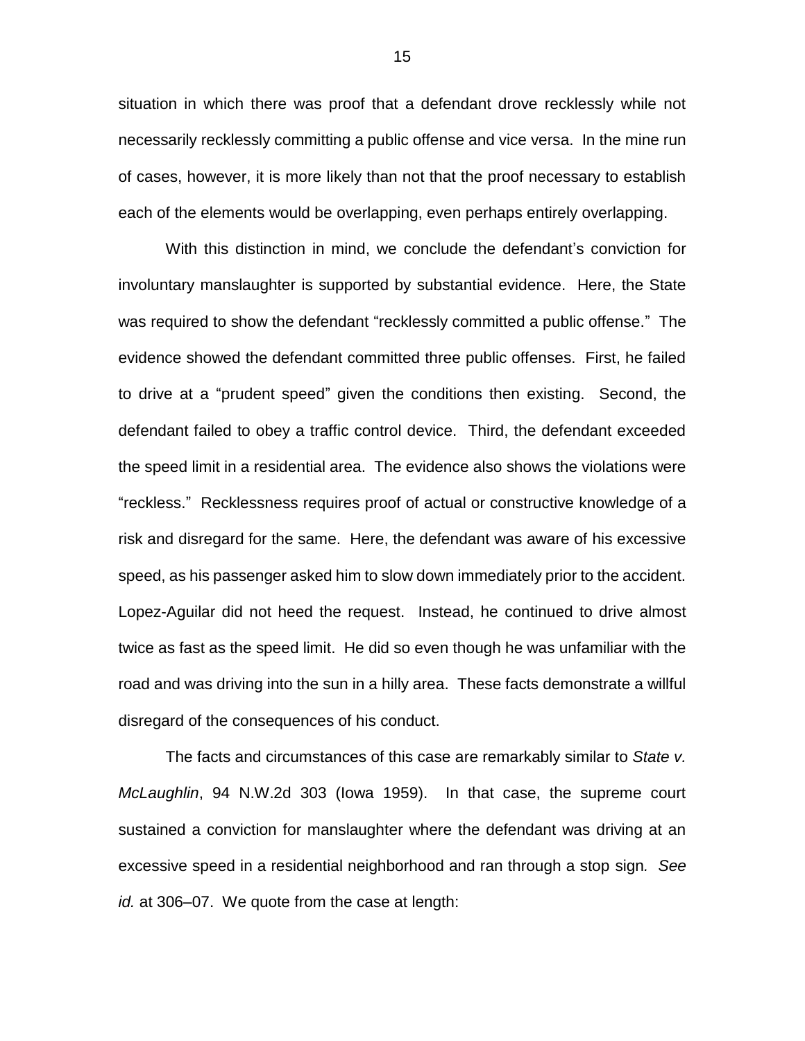situation in which there was proof that a defendant drove recklessly while not necessarily recklessly committing a public offense and vice versa. In the mine run of cases, however, it is more likely than not that the proof necessary to establish each of the elements would be overlapping, even perhaps entirely overlapping.

With this distinction in mind, we conclude the defendant's conviction for involuntary manslaughter is supported by substantial evidence. Here, the State was required to show the defendant "recklessly committed a public offense." The evidence showed the defendant committed three public offenses. First, he failed to drive at a "prudent speed" given the conditions then existing. Second, the defendant failed to obey a traffic control device. Third, the defendant exceeded the speed limit in a residential area. The evidence also shows the violations were "reckless." Recklessness requires proof of actual or constructive knowledge of a risk and disregard for the same. Here, the defendant was aware of his excessive speed, as his passenger asked him to slow down immediately prior to the accident. Lopez-Aguilar did not heed the request. Instead, he continued to drive almost twice as fast as the speed limit. He did so even though he was unfamiliar with the road and was driving into the sun in a hilly area. These facts demonstrate a willful disregard of the consequences of his conduct.

The facts and circumstances of this case are remarkably similar to *State v. McLaughlin*, 94 N.W.2d 303 (Iowa 1959). In that case, the supreme court sustained a conviction for manslaughter where the defendant was driving at an excessive speed in a residential neighborhood and ran through a stop sign. *See id.* at 306–07. We quote from the case at length: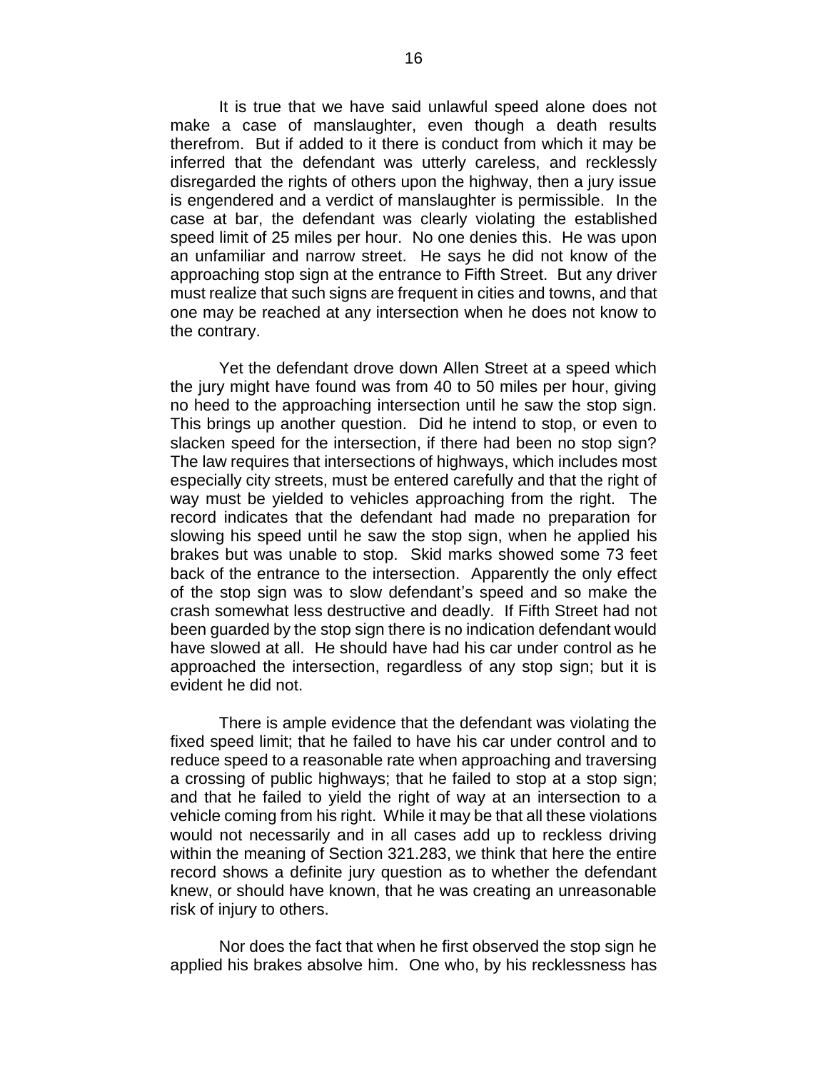It is true that we have said unlawful speed alone does not make a case of manslaughter, even though a death results therefrom. But if added to it there is conduct from which it may be inferred that the defendant was utterly careless, and recklessly disregarded the rights of others upon the highway, then a jury issue is engendered and a verdict of manslaughter is permissible. In the case at bar, the defendant was clearly violating the established speed limit of 25 miles per hour. No one denies this. He was upon an unfamiliar and narrow street. He says he did not know of the approaching stop sign at the entrance to Fifth Street. But any driver must realize that such signs are frequent in cities and towns, and that one may be reached at any intersection when he does not know to the contrary.

Yet the defendant drove down Allen Street at a speed which the jury might have found was from 40 to 50 miles per hour, giving no heed to the approaching intersection until he saw the stop sign. This brings up another question. Did he intend to stop, or even to slacken speed for the intersection, if there had been no stop sign? The law requires that intersections of highways, which includes most especially city streets, must be entered carefully and that the right of way must be yielded to vehicles approaching from the right. The record indicates that the defendant had made no preparation for slowing his speed until he saw the stop sign, when he applied his brakes but was unable to stop. Skid marks showed some 73 feet back of the entrance to the intersection. Apparently the only effect of the stop sign was to slow defendant's speed and so make the crash somewhat less destructive and deadly. If Fifth Street had not been guarded by the stop sign there is no indication defendant would have slowed at all. He should have had his car under control as he approached the intersection, regardless of any stop sign; but it is evident he did not.

There is ample evidence that the defendant was violating the fixed speed limit; that he failed to have his car under control and to reduce speed to a reasonable rate when approaching and traversing a crossing of public highways; that he failed to stop at a stop sign; and that he failed to yield the right of way at an intersection to a vehicle coming from his right. While it may be that all these violations would not necessarily and in all cases add up to reckless driving within the meaning of Section 321.283, we think that here the entire record shows a definite jury question as to whether the defendant knew, or should have known, that he was creating an unreasonable risk of injury to others.

Nor does the fact that when he first observed the stop sign he applied his brakes absolve him. One who, by his recklessness has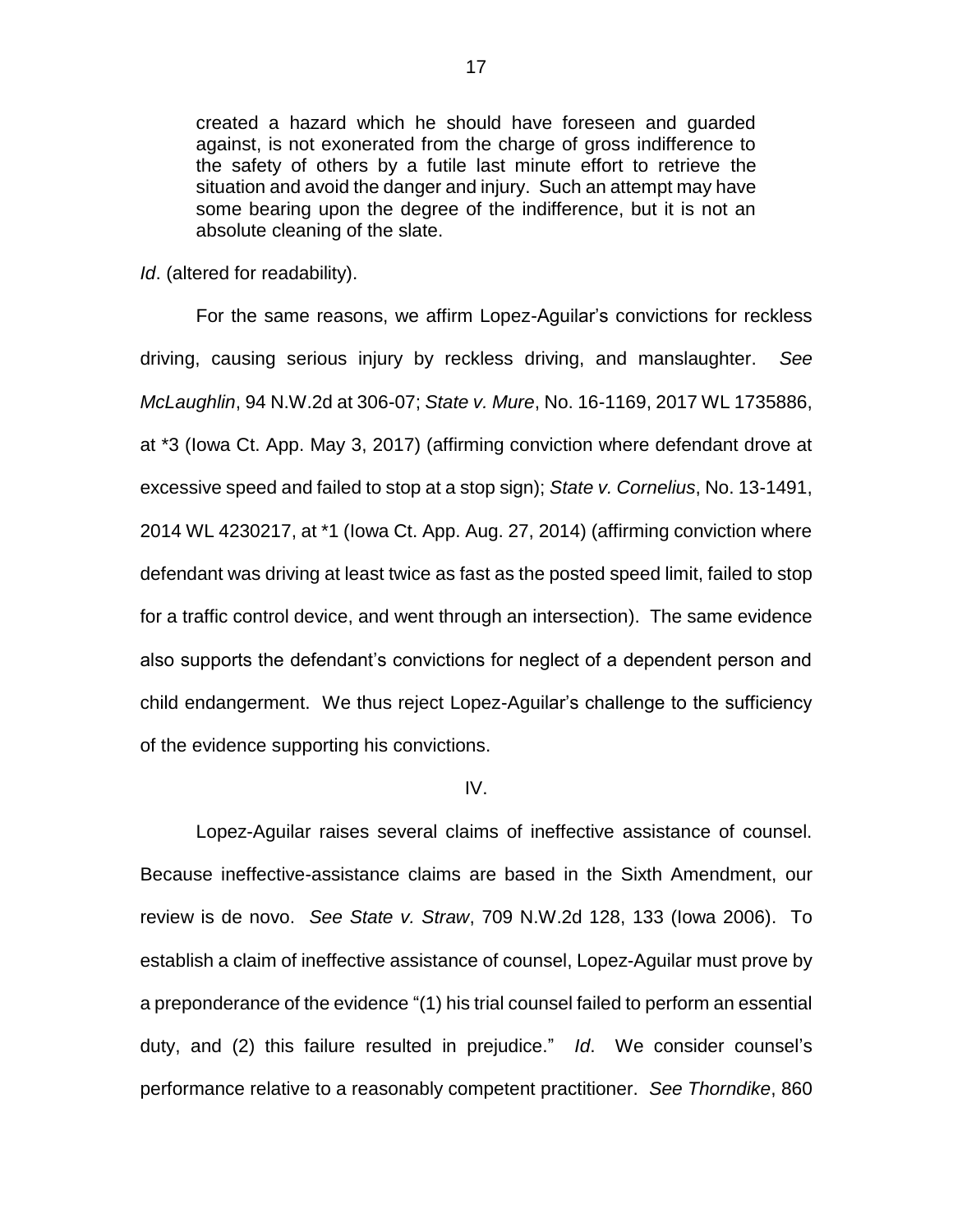> created a hazard which he should have foreseen and guarded against, is not exonerated from the charge of gross indifference to the safety of others by a futile last minute effort to retrieve the situation and avoid the danger and injury. Such an attempt may have some bearing upon the degree of the indifference, but it is not an absolute cleaning of the slate.

*Id*. (altered for readability).

For the same reasons, we affirm Lopez-Aguilar's convictions for reckless driving, causing serious injury by reckless driving, and manslaughter. *See McLaughlin*, 94 N.W.2d at 306-07; *State v. Mure*, No. 16-1169, 2017 WL 1735886, at *3 (Iowa Ct. App. May 3, 2017) (affirming conviction where defendant drove at excessive speed and failed to stop at a stop sign); *State v. Cornelius*, No. 13-1491, 2014 WL 4230217, at *1 (Iowa Ct. App. Aug. 27, 2014) (affirming conviction where defendant was driving at least twice as fast as the posted speed limit, failed to stop for a traffic control device, and went through an intersection). The same evidence also supports the defendant's convictions for neglect of a dependent person and child endangerment. We thus reject Lopez-Aguilar's challenge to the sufficiency of the evidence supporting his convictions.

IV.

Lopez-Aguilar raises several claims of ineffective assistance of counsel. Because ineffective-assistance claims are based in the Sixth Amendment, our review is de novo. *See State v. Straw*, 709 N.W.2d 128, 133 (Iowa 2006). To establish a claim of ineffective assistance of counsel, Lopez-Aguilar must prove by a preponderance of the evidence "(1) his trial counsel failed to perform an essential duty, and (2) this failure resulted in prejudice." *Id*. We consider counsel's performance relative to a reasonably competent practitioner. *See Thorndike*, 860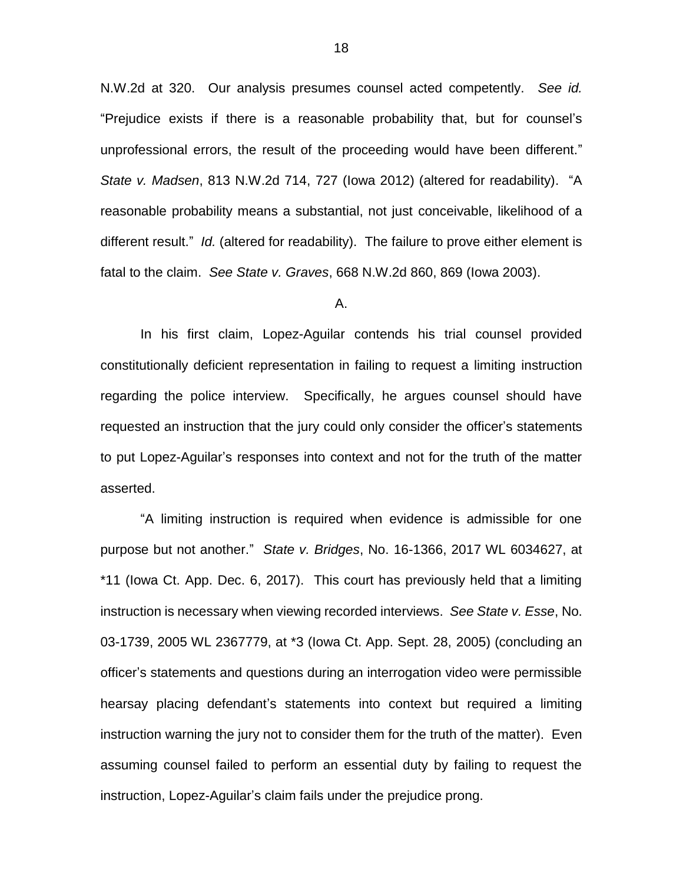N.W.2d at 320. Our analysis presumes counsel acted competently. *See id.* "Prejudice exists if there is a reasonable probability that, but for counsel's unprofessional errors, the result of the proceeding would have been different." *State v. Madsen*, 813 N.W.2d 714, 727 (Iowa 2012) (altered for readability). "A reasonable probability means a substantial, not just conceivable, likelihood of a different result." *Id.* (altered for readability). The failure to prove either element is fatal to the claim. *See State v. Graves*, 668 N.W.2d 860, 869 (Iowa 2003).

A.

In his first claim, Lopez-Aguilar contends his trial counsel provided constitutionally deficient representation in failing to request a limiting instruction regarding the police interview. Specifically, he argues counsel should have requested an instruction that the jury could only consider the officer's statements to put Lopez-Aguilar's responses into context and not for the truth of the matter asserted.

"A limiting instruction is required when evidence is admissible for one purpose but not another." *State v. Bridges*, No. 16-1366, 2017 WL 6034627, at *11 (Iowa Ct. App. Dec. 6, 2017). This court has previously held that a limiting instruction is necessary when viewing recorded interviews. *See State v. Esse*, No. 03-1739, 2005 WL 2367779, at *3 (Iowa Ct. App. Sept. 28, 2005) (concluding an officer's statements and questions during an interrogation video were permissible hearsay placing defendant's statements into context but required a limiting instruction warning the jury not to consider them for the truth of the matter). Even assuming counsel failed to perform an essential duty by failing to request the instruction, Lopez-Aguilar's claim fails under the prejudice prong.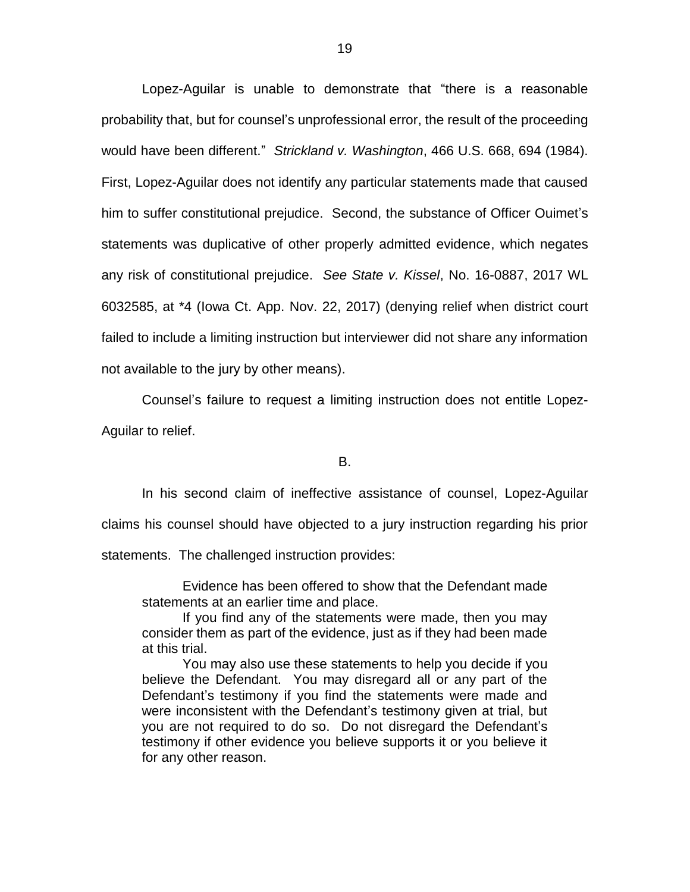Lopez-Aguilar is unable to demonstrate that "there is a reasonable probability that, but for counsel's unprofessional error, the result of the proceeding would have been different." *Strickland v. Washington*, 466 U.S. 668, 694 (1984). First, Lopez-Aguilar does not identify any particular statements made that caused him to suffer constitutional prejudice. Second, the substance of Officer Ouimet's statements was duplicative of other properly admitted evidence, which negates any risk of constitutional prejudice. *See State v. Kissel*, No. 16-0887, 2017 WL 6032585, at *4 (Iowa Ct. App. Nov. 22, 2017) (denying relief when district court failed to include a limiting instruction but interviewer did not share any information not available to the jury by other means).

Counsel's failure to request a limiting instruction does not entitle Lopez-Aguilar to relief.

### B.

In his second claim of ineffective assistance of counsel, Lopez-Aguilar claims his counsel should have objected to a jury instruction regarding his prior statements. The challenged instruction provides:

> Evidence has been offered to show that the Defendant made statements at an earlier time and place.
>
> If you find any of the statements were made, then you may consider them as part of the evidence, just as if they had been made at this trial.
>
> You may also use these statements to help you decide if you believe the Defendant. You may disregard all or any part of the Defendant's testimony if you find the statements were made and were inconsistent with the Defendant's testimony given at trial, but you are not required to do so. Do not disregard the Defendant's testimony if other evidence you believe supports it or you believe it for any other reason.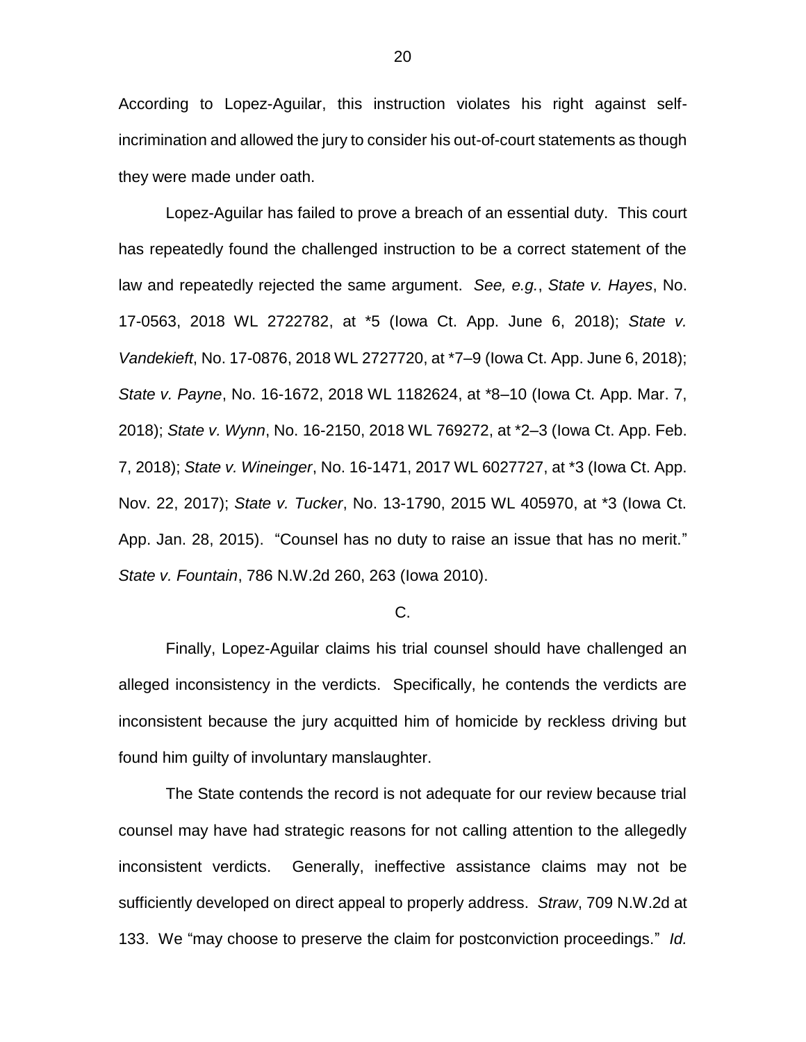According to Lopez-Aguilar, this instruction violates his right against self-incrimination and allowed the jury to consider his out-of-court statements as though they were made under oath.

Lopez-Aguilar has failed to prove a breach of an essential duty. This court has repeatedly found the challenged instruction to be a correct statement of the law and repeatedly rejected the same argument. *See, e.g.*, *State v. Hayes*, No. 17-0563, 2018 WL 2722782, at *5 (Iowa Ct. App. June 6, 2018); *State v. Vandekieft*, No. 17-0876, 2018 WL 2727720, at *7–9 (Iowa Ct. App. June 6, 2018); *State v. Payne*, No. 16-1672, 2018 WL 1182624, at *8–10 (Iowa Ct. App. Mar. 7, 2018); *State v. Wynn*, No. 16-2150, 2018 WL 769272, at *2–3 (Iowa Ct. App. Feb. 7, 2018); *State v. Wineinger*, No. 16-1471, 2017 WL 6027727, at *3 (Iowa Ct. App. Nov. 22, 2017); *State v. Tucker*, No. 13-1790, 2015 WL 405970, at *3 (Iowa Ct. App. Jan. 28, 2015). "Counsel has no duty to raise an issue that has no merit." *State v. Fountain*, 786 N.W.2d 260, 263 (Iowa 2010).

C.

Finally, Lopez-Aguilar claims his trial counsel should have challenged an alleged inconsistency in the verdicts. Specifically, he contends the verdicts are inconsistent because the jury acquitted him of homicide by reckless driving but found him guilty of involuntary manslaughter.

The State contends the record is not adequate for our review because trial counsel may have had strategic reasons for not calling attention to the allegedly inconsistent verdicts. Generally, ineffective assistance claims may not be sufficiently developed on direct appeal to properly address. *Straw*, 709 N.W.2d at 133. We "may choose to preserve the claim for postconviction proceedings." *Id.*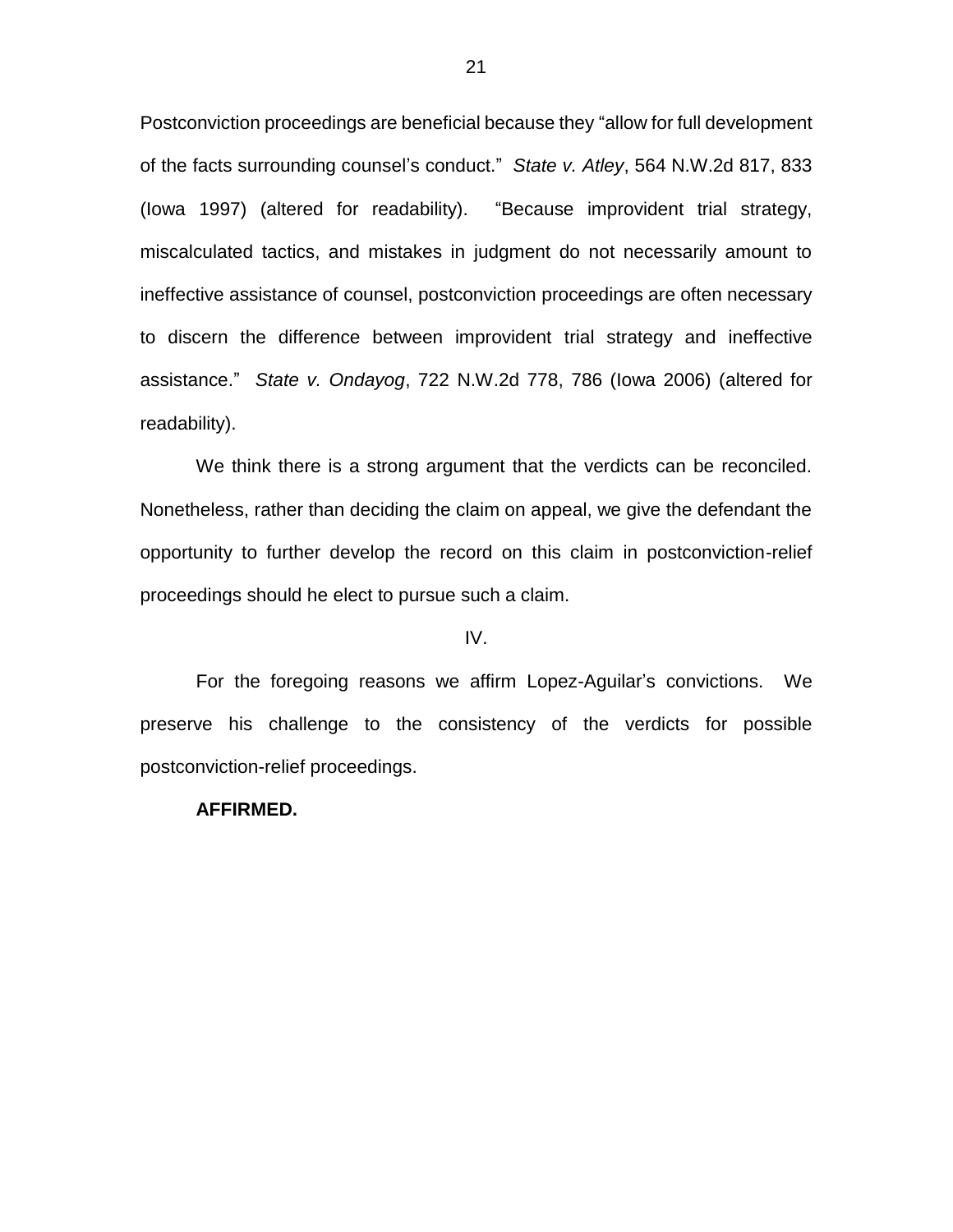Postconviction proceedings are beneficial because they "allow for full development of the facts surrounding counsel's conduct." *State v. Atley*, 564 N.W.2d 817, 833 (Iowa 1997) (altered for readability). "Because improvident trial strategy, miscalculated tactics, and mistakes in judgment do not necessarily amount to ineffective assistance of counsel, postconviction proceedings are often necessary to discern the difference between improvident trial strategy and ineffective assistance." *State v. Ondayog*, 722 N.W.2d 778, 786 (Iowa 2006) (altered for readability).

We think there is a strong argument that the verdicts can be reconciled. Nonetheless, rather than deciding the claim on appeal, we give the defendant the opportunity to further develop the record on this claim in postconviction-relief proceedings should he elect to pursue such a claim.

IV.

For the foregoing reasons we affirm Lopez-Aguilar's convictions. We preserve his challenge to the consistency of the verdicts for possible postconviction-relief proceedings.

**AFFIRMED.**